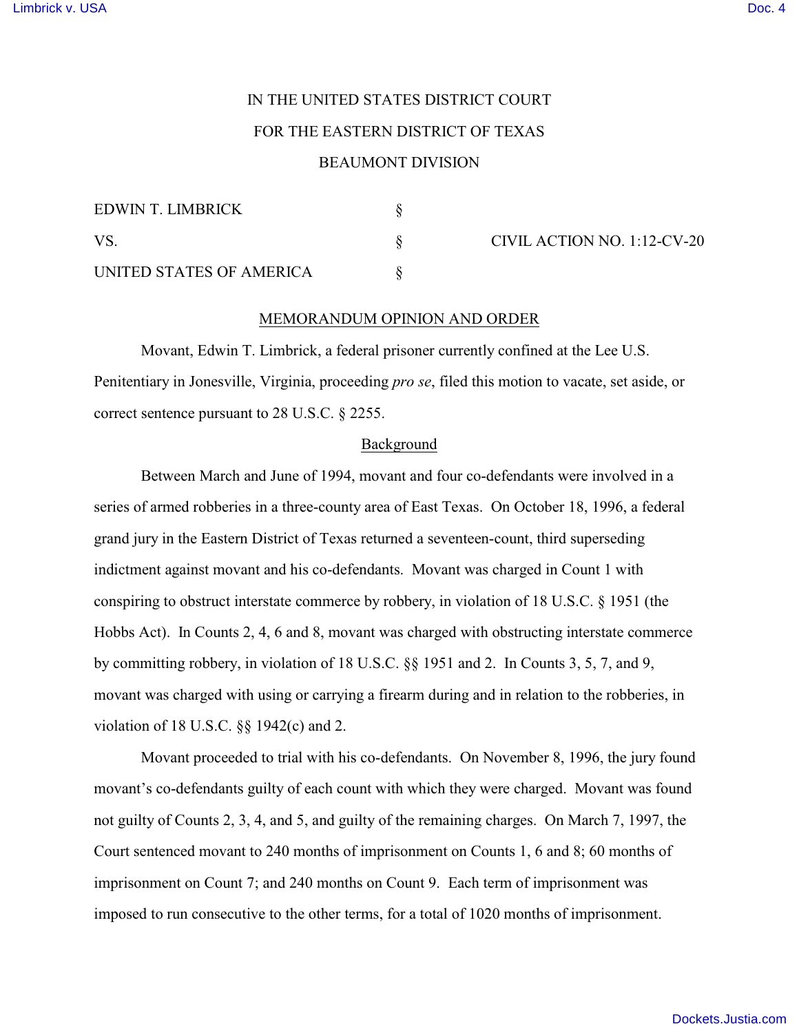IN THE UNITED STATES DISTRICT COURT

FOR THE EASTERN DISTRICT OF TEXAS

BEAUMONT DIVISION

| | | |
|---|---|---|
| EDWIN T. LIMBRICK | § | |
| VS. | § | CIVIL ACTION NO. 1:12-CV-20 |
| UNITED STATES OF AMERICA | § | |

MEMORANDUM OPINION AND ORDER

Movant, Edwin T. Limbrick, a federal prisoner currently confined at the Lee U.S. Penitentiary in Jonesville, Virginia, proceeding *pro se*, filed this motion to vacate, set aside, or correct sentence pursuant to 28 U.S.C. § 2255.

Background

Between March and June of 1994, movant and four co-defendants were involved in a series of armed robberies in a three-county area of East Texas. On October 18, 1996, a federal grand jury in the Eastern District of Texas returned a seventeen-count, third superseding indictment against movant and his co-defendants. Movant was charged in Count 1 with conspiring to obstruct interstate commerce by robbery, in violation of 18 U.S.C. § 1951 (the Hobbs Act). In Counts 2, 4, 6 and 8, movant was charged with obstructing interstate commerce by committing robbery, in violation of 18 U.S.C. §§ 1951 and 2. In Counts 3, 5, 7, and 9, movant was charged with using or carrying a firearm during and in relation to the robberies, in violation of 18 U.S.C. §§ 1942(c) and 2.

Movant proceeded to trial with his co-defendants. On November 8, 1996, the jury found movant's co-defendants guilty of each count with which they were charged. Movant was found not guilty of Counts 2, 3, 4, and 5, and guilty of the remaining charges. On March 7, 1997, the Court sentenced movant to 240 months of imprisonment on Counts 1, 6 and 8; 60 months of imprisonment on Count 7; and 240 months on Count 9. Each term of imprisonment was imposed to run consecutive to the other terms, for a total of 1020 months of imprisonment.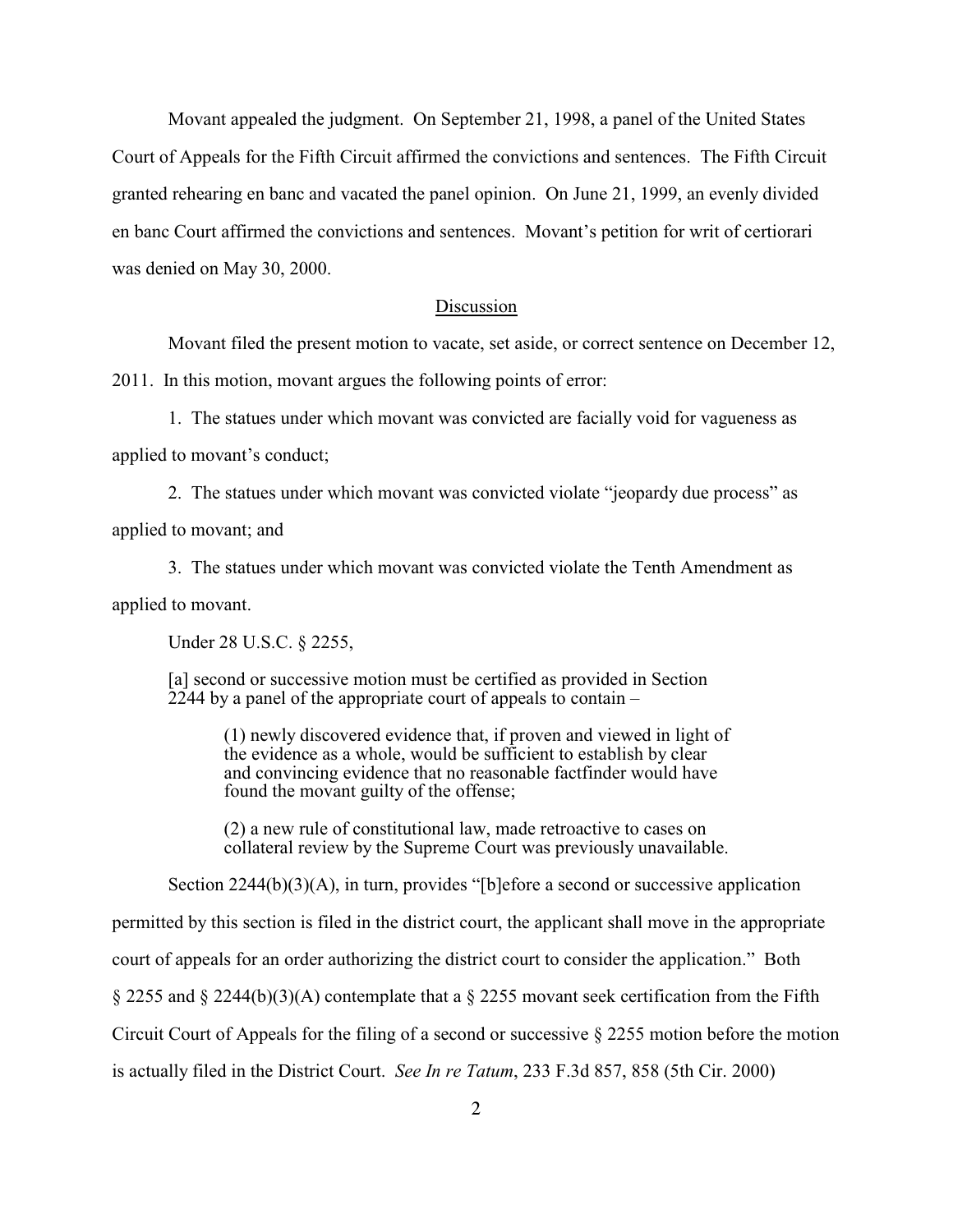Movant appealed the judgment. On September 21, 1998, a panel of the United States Court of Appeals for the Fifth Circuit affirmed the convictions and sentences. The Fifth Circuit granted rehearing en banc and vacated the panel opinion. On June 21, 1999, an evenly divided en banc Court affirmed the convictions and sentences. Movant's petition for writ of certiorari was denied on May 30, 2000.

## Discussion

Movant filed the present motion to vacate, set aside, or correct sentence on December 12, 2011. In this motion, movant argues the following points of error:

1. The statues under which movant was convicted are facially void for vagueness as applied to movant's conduct;

2. The statues under which movant was convicted violate "jeopardy due process" as applied to movant; and

3. The statues under which movant was convicted violate the Tenth Amendment as applied to movant.

Under 28 U.S.C. § 2255,

> [a] second or successive motion must be certified as provided in Section 2244 by a panel of the appropriate court of appeals to contain –
>
> (1) newly discovered evidence that, if proven and viewed in light of the evidence as a whole, would be sufficient to establish by clear and convincing evidence that no reasonable factfinder would have found the movant guilty of the offense;
>
> (2) a new rule of constitutional law, made retroactive to cases on collateral review by the Supreme Court was previously unavailable.

Section 2244(b)(3)(A), in turn, provides "[b]efore a second or successive application permitted by this section is filed in the district court, the applicant shall move in the appropriate court of appeals for an order authorizing the district court to consider the application." Both § 2255 and § 2244(b)(3)(A) contemplate that a § 2255 movant seek certification from the Fifth Circuit Court of Appeals for the filing of a second or successive § 2255 motion before the motion is actually filed in the District Court. *See In re Tatum*, 233 F.3d 857, 858 (5th Cir. 2000)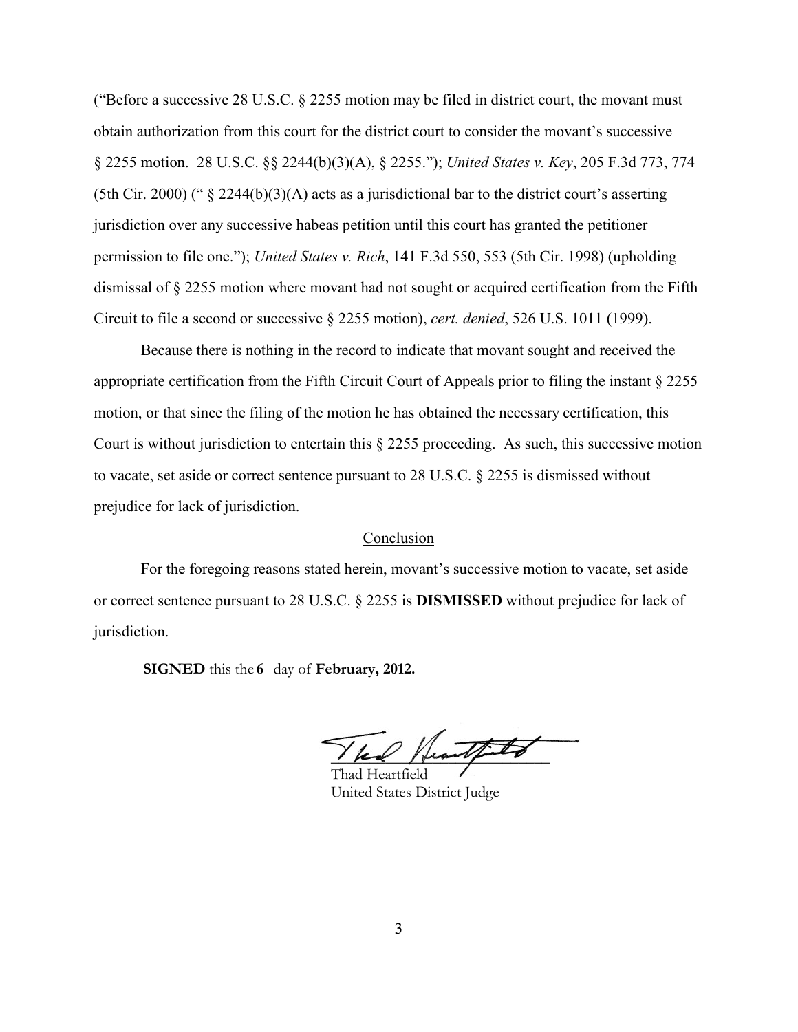("Before a successive 28 U.S.C. § 2255 motion may be filed in district court, the movant must obtain authorization from this court for the district court to consider the movant's successive § 2255 motion. 28 U.S.C. §§ 2244(b)(3)(A), § 2255."); *United States v. Key*, 205 F.3d 773, 774 (5th Cir. 2000) (" § 2244(b)(3)(A) acts as a jurisdictional bar to the district court's asserting jurisdiction over any successive habeas petition until this court has granted the petitioner permission to file one."); *United States v. Rich*, 141 F.3d 550, 553 (5th Cir. 1998) (upholding dismissal of § 2255 motion where movant had not sought or acquired certification from the Fifth Circuit to file a second or successive § 2255 motion), *cert. denied*, 526 U.S. 1011 (1999).

Because there is nothing in the record to indicate that movant sought and received the appropriate certification from the Fifth Circuit Court of Appeals prior to filing the instant § 2255 motion, or that since the filing of the motion he has obtained the necessary certification, this Court is without jurisdiction to entertain this § 2255 proceeding. As such, this successive motion to vacate, set aside or correct sentence pursuant to 28 U.S.C. § 2255 is dismissed without prejudice for lack of jurisdiction.

## Conclusion

For the foregoing reasons stated herein, movant's successive motion to vacate, set aside or correct sentence pursuant to 28 U.S.C. § 2255 is **DISMISSED** without prejudice for lack of jurisdiction.

**SIGNED** this the **6** day of **February, 2012.**

Thad Heartfield
United States District Judge